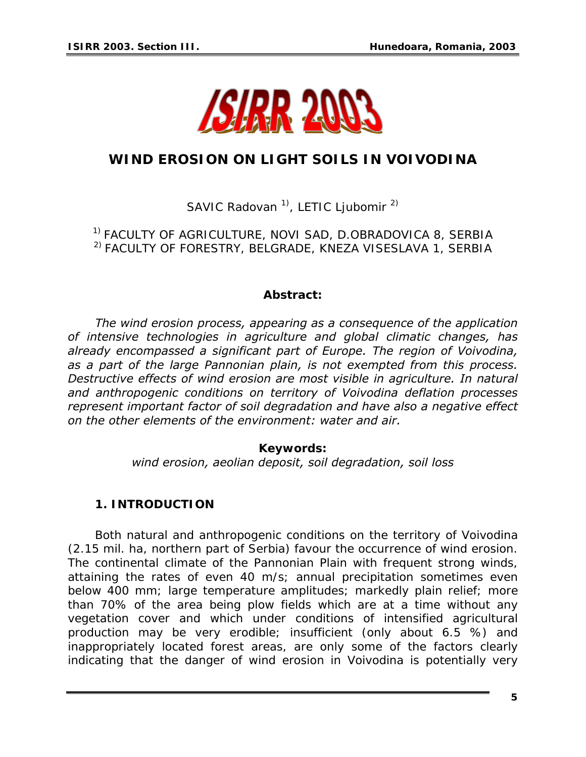# WIND EROSION ON LIGHT SOILS IN VOIVODINA

SAVIC Radovan [1], LETIC Ljubomir [2]

[1] FACULTY OF AGRICULTURE, NOVI SAD, D.OBRADOVICA 8, SERBIA
[2] FACULTY OF FORESTRY, BELGRADE, KNEZA VISESLAVA 1, SERBIA

**Abstract:**

*The wind erosion process, appearing as a consequence of the application of intensive technologies in agriculture and global climatic changes, has already encompassed a significant part of Europe. The region of Voivodina, as a part of the large Pannonian plain, is not exempted from this process. Destructive effects of wind erosion are most visible in agriculture. In natural and anthropogenic conditions on territory of Voivodina deflation processes represent important factor of soil degradation and have also a negative effect on the other elements of the environment: water and air.*

**Keywords:**
*wind erosion, aeolian deposit, soil degradation, soil loss*

## 1. INTRODUCTION

Both natural and anthropogenic conditions on the territory of Voivodina (2.15 mil. ha, northern part of Serbia) favour the occurrence of wind erosion. The continental climate of the Pannonian Plain with frequent strong winds, attaining the rates of even 40 m/s; annual precipitation sometimes even below 400 mm; large temperature amplitudes; markedly plain relief; more than 70% of the area being plow fields which are at a time without any vegetation cover and which under conditions of intensified agricultural production may be very erodible; insufficient (only about 6.5 %) and inappropriately located forest areas, are only some of the factors clearly indicating that the danger of wind erosion in Voivodina is potentially very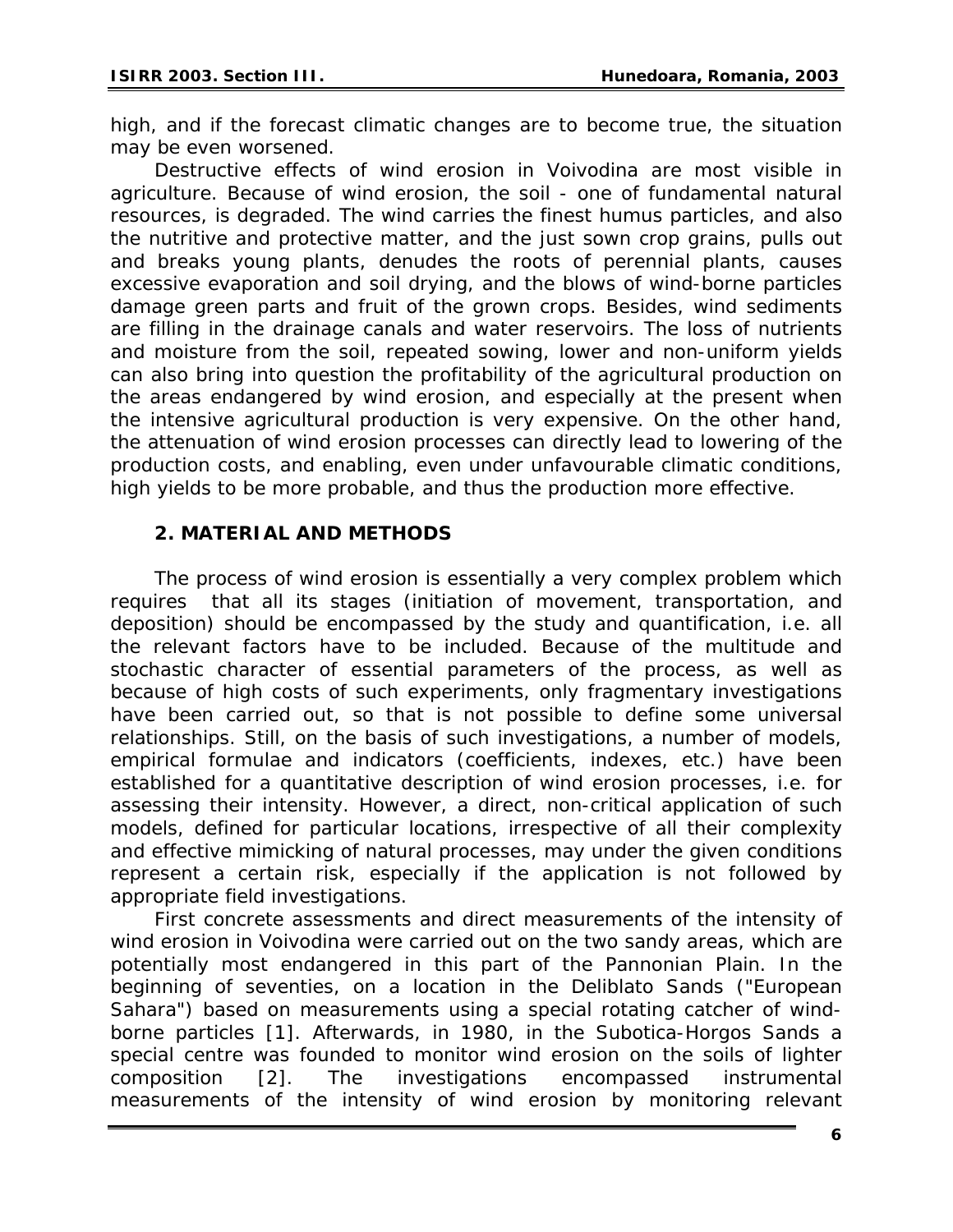high, and if the forecast climatic changes are to become true, the situation may be even worsened.

Destructive effects of wind erosion in Voivodina are most visible in agriculture. Because of wind erosion, the soil - one of fundamental natural resources, is degraded. The wind carries the finest humus particles, and also the nutritive and protective matter, and the just sown crop grains, pulls out and breaks young plants, denudes the roots of perennial plants, causes excessive evaporation and soil drying, and the blows of wind-borne particles damage green parts and fruit of the grown crops. Besides, wind sediments are filling in the drainage canals and water reservoirs. The loss of nutrients and moisture from the soil, repeated sowing, lower and non-uniform yields can also bring into question the profitability of the agricultural production on the areas endangered by wind erosion, and especially at the present when the intensive agricultural production is very expensive. On the other hand, the attenuation of wind erosion processes can directly lead to lowering of the production costs, and enabling, even under unfavourable climatic conditions, high yields to be more probable, and thus the production more effective.

## 2. MATERIAL AND METHODS

The process of wind erosion is essentially a very complex problem which requires that all its stages (initiation of movement, transportation, and deposition) should be encompassed by the study and quantification, i.e. all the relevant factors have to be included. Because of the multitude and stochastic character of essential parameters of the process, as well as because of high costs of such experiments, only fragmentary investigations have been carried out, so that is not possible to define some universal relationships. Still, on the basis of such investigations, a number of models, empirical formulae and indicators (coefficients, indexes, etc.) have been established for a quantitative description of wind erosion processes, i.e. for assessing their intensity. However, a direct, non-critical application of such models, defined for particular locations, irrespective of all their complexity and effective mimicking of natural processes, may under the given conditions represent a certain risk, especially if the application is not followed by appropriate field investigations.

First concrete assessments and direct measurements of the intensity of wind erosion in Voivodina were carried out on the two sandy areas, which are potentially most endangered in this part of the Pannonian Plain. In the beginning of seventies, on a location in the Deliblato Sands ("European Sahara") based on measurements using a special rotating catcher of wind-borne particles [1]. Afterwards, in 1980, in the Subotica-Horgos Sands a special centre was founded to monitor wind erosion on the soils of lighter composition [2]. The investigations encompassed instrumental measurements of the intensity of wind erosion by monitoring relevant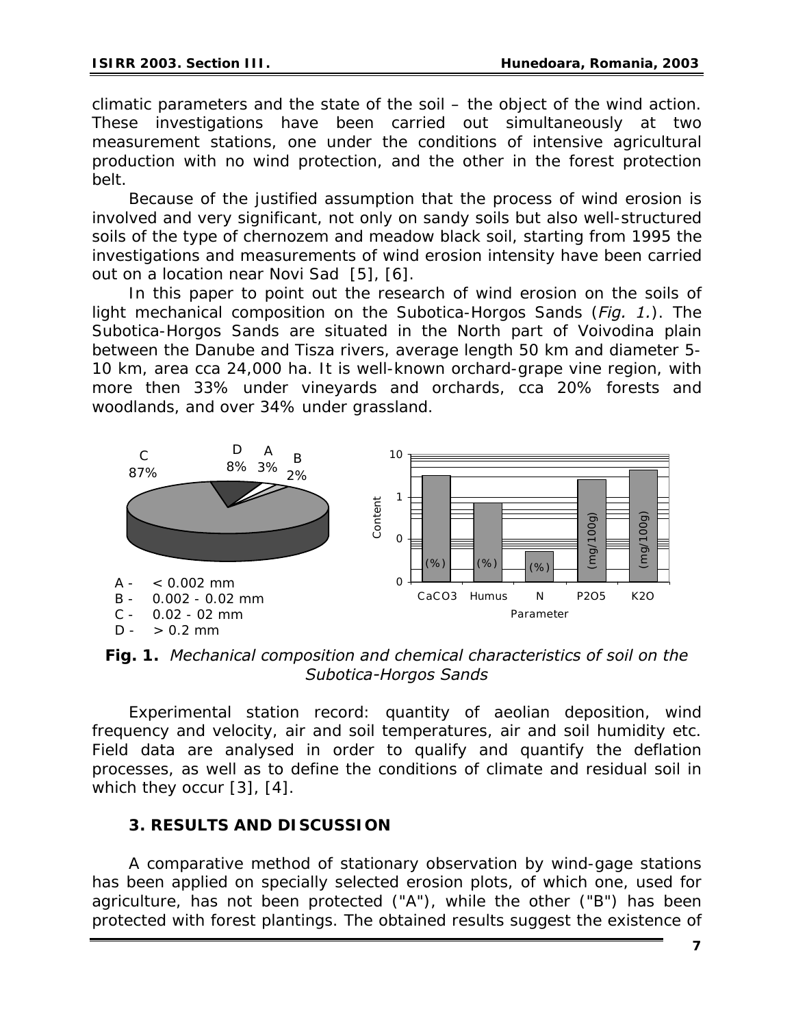climatic parameters and the state of the soil – the object of the wind action. These investigations have been carried out simultaneously at two measurement stations, one under the conditions of intensive agricultural production with no wind protection, and the other in the forest protection belt.

Because of the justified assumption that the process of wind erosion is involved and very significant, not only on sandy soils but also well-structured soils of the type of chernozem and meadow black soil, starting from 1995 the investigations and measurements of wind erosion intensity have been carried out on a location near Novi Sad [5], [6].

In this paper to point out the research of wind erosion on the soils of light mechanical composition on the Subotica-Horgos Sands (*Fig. 1.*). The Subotica-Horgos Sands are situated in the North part of Voivodina plain between the Danube and Tisza rivers, average length 50 km and diameter 5-10 km, area cca 24,000 ha. It is well-known orchard-grape vine region, with more then 33% under vineyards and orchards, cca 20% forests and woodlands, and over 34% under grassland.

A - < 0.002 mm
B - 0.002 - 0.02 mm
C - 0.02 - 02 mm
D - > 0.2 mm

**Fig. 1.** *Mechanical composition and chemical characteristics of soil on the Subotica-Horgos Sands*

Experimental station record: quantity of aeolian deposition, wind frequency and velocity, air and soil temperatures, air and soil humidity etc. Field data are analysed in order to qualify and quantify the deflation processes, as well as to define the conditions of climate and residual soil in which they occur [3], [4].

## 3. RESULTS AND DISCUSSION

A comparative method of stationary observation by wind-gage stations has been applied on specially selected erosion plots, of which one, used for agriculture, has not been protected ("A"), while the other ("B") has been protected with forest plantings. The obtained results suggest the existence of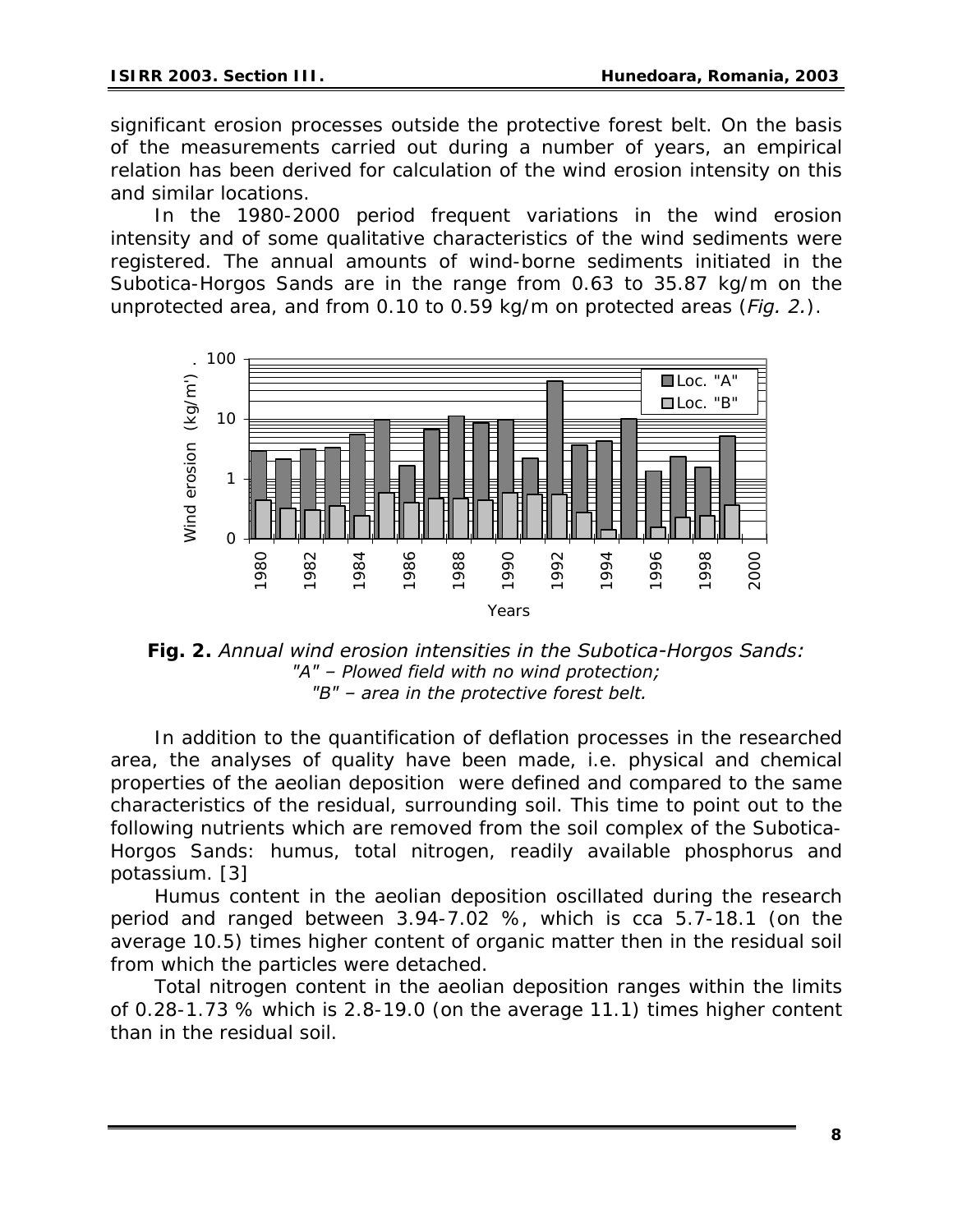significant erosion processes outside the protective forest belt. On the basis of the measurements carried out during a number of years, an empirical relation has been derived for calculation of the wind erosion intensity on this and similar locations.

In the 1980-2000 period frequent variations in the wind erosion intensity and of some qualitative characteristics of the wind sediments were registered. The annual amounts of wind-borne sediments initiated in the Subotica-Horgos Sands are in the range from 0.63 to 35.87 kg/m on the unprotected area, and from 0.10 to 0.59 kg/m on protected areas (*Fig. 2.*).

**Fig. 2.** *Annual wind erosion intensities in the Subotica-Horgos Sands: "A" – Plowed field with no wind protection; "B" – area in the protective forest belt.*

In addition to the quantification of deflation processes in the researched area, the analyses of quality have been made, i.e. physical and chemical properties of the aeolian deposition were defined and compared to the same characteristics of the residual, surrounding soil. This time to point out to the following nutrients which are removed from the soil complex of the Subotica-Horgos Sands: humus, total nitrogen, readily available phosphorus and potassium. [3]

Humus content in the aeolian deposition oscillated during the research period and ranged between 3.94-7.02 %, which is cca 5.7-18.1 (on the average 10.5) times higher content of organic matter then in the residual soil from which the particles were detached.

Total nitrogen content in the aeolian deposition ranges within the limits of 0.28-1.73 % which is 2.8-19.0 (on the average 11.1) times higher content than in the residual soil.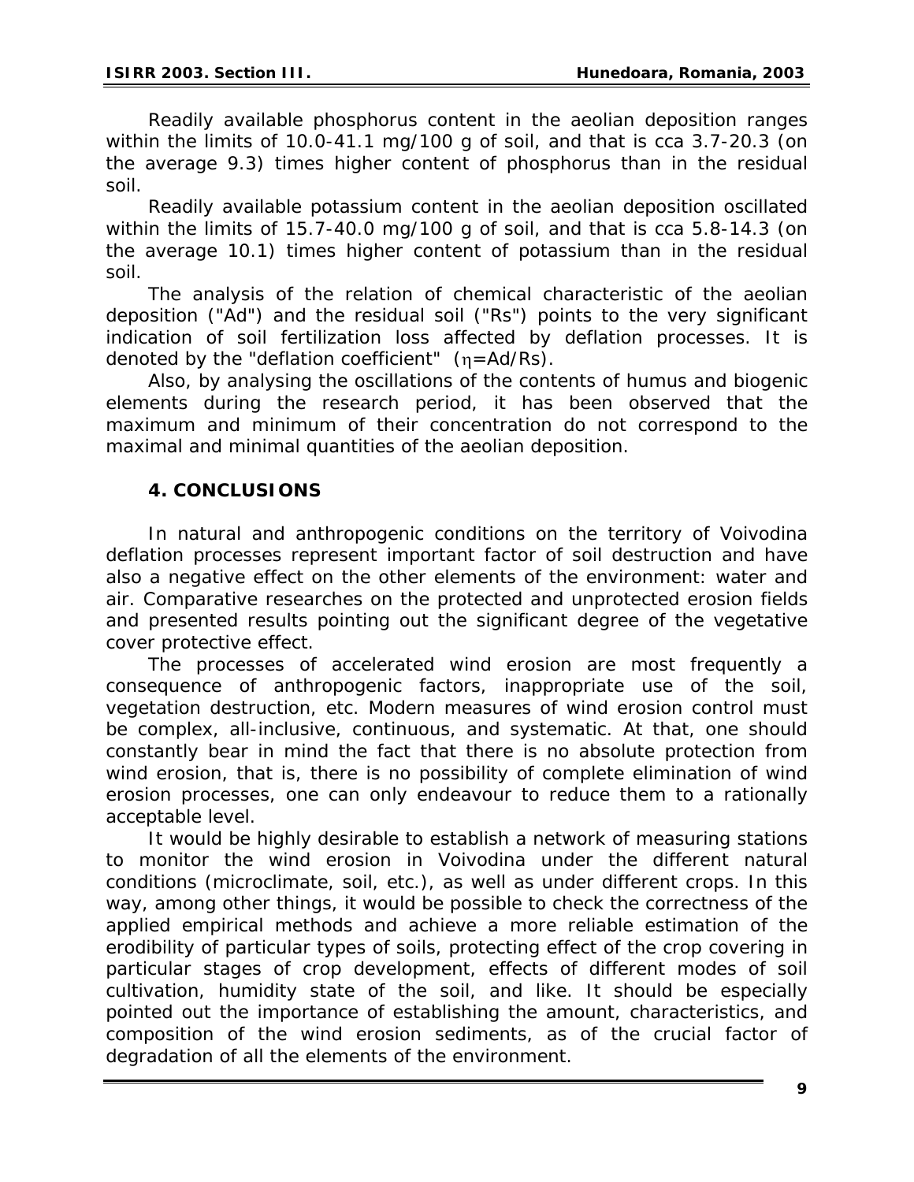Readily available phosphorus content in the aeolian deposition ranges within the limits of 10.0-41.1 mg/100 g of soil, and that is cca 3.7-20.3 (on the average 9.3) times higher content of phosphorus than in the residual soil.

Readily available potassium content in the aeolian deposition oscillated within the limits of 15.7-40.0 mg/100 g of soil, and that is cca 5.8-14.3 (on the average 10.1) times higher content of potassium than in the residual soil.

The analysis of the relation of chemical characteristic of the aeolian deposition ("Ad") and the residual soil ("Rs") points to the very significant indication of soil fertilization loss affected by deflation processes. It is denoted by the "deflation coefficient" ($\eta$=Ad/Rs).

Also, by analysing the oscillations of the contents of humus and biogenic elements during the research period, it has been observed that the maximum and minimum of their concentration do not correspond to the maximal and minimal quantities of the aeolian deposition.

## 4. CONCLUSIONS

In natural and anthropogenic conditions on the territory of Voivodina deflation processes represent important factor of soil destruction and have also a negative effect on the other elements of the environment: water and air. Comparative researches on the protected and unprotected erosion fields and presented results pointing out the significant degree of the vegetative cover protective effect.

The processes of accelerated wind erosion are most frequently a consequence of anthropogenic factors, inappropriate use of the soil, vegetation destruction, etc. Modern measures of wind erosion control must be complex, all-inclusive, continuous, and systematic. At that, one should constantly bear in mind the fact that there is no absolute protection from wind erosion, that is, there is no possibility of complete elimination of wind erosion processes, one can only endeavour to reduce them to a rationally acceptable level.

It would be highly desirable to establish a network of measuring stations to monitor the wind erosion in Voivodina under the different natural conditions (microclimate, soil, etc.), as well as under different crops. In this way, among other things, it would be possible to check the correctness of the applied empirical methods and achieve a more reliable estimation of the erodibility of particular types of soils, protecting effect of the crop covering in particular stages of crop development, effects of different modes of soil cultivation, humidity state of the soil, and like. It should be especially pointed out the importance of establishing the amount, characteristics, and composition of the wind erosion sediments, as of the crucial factor of degradation of all the elements of the environment.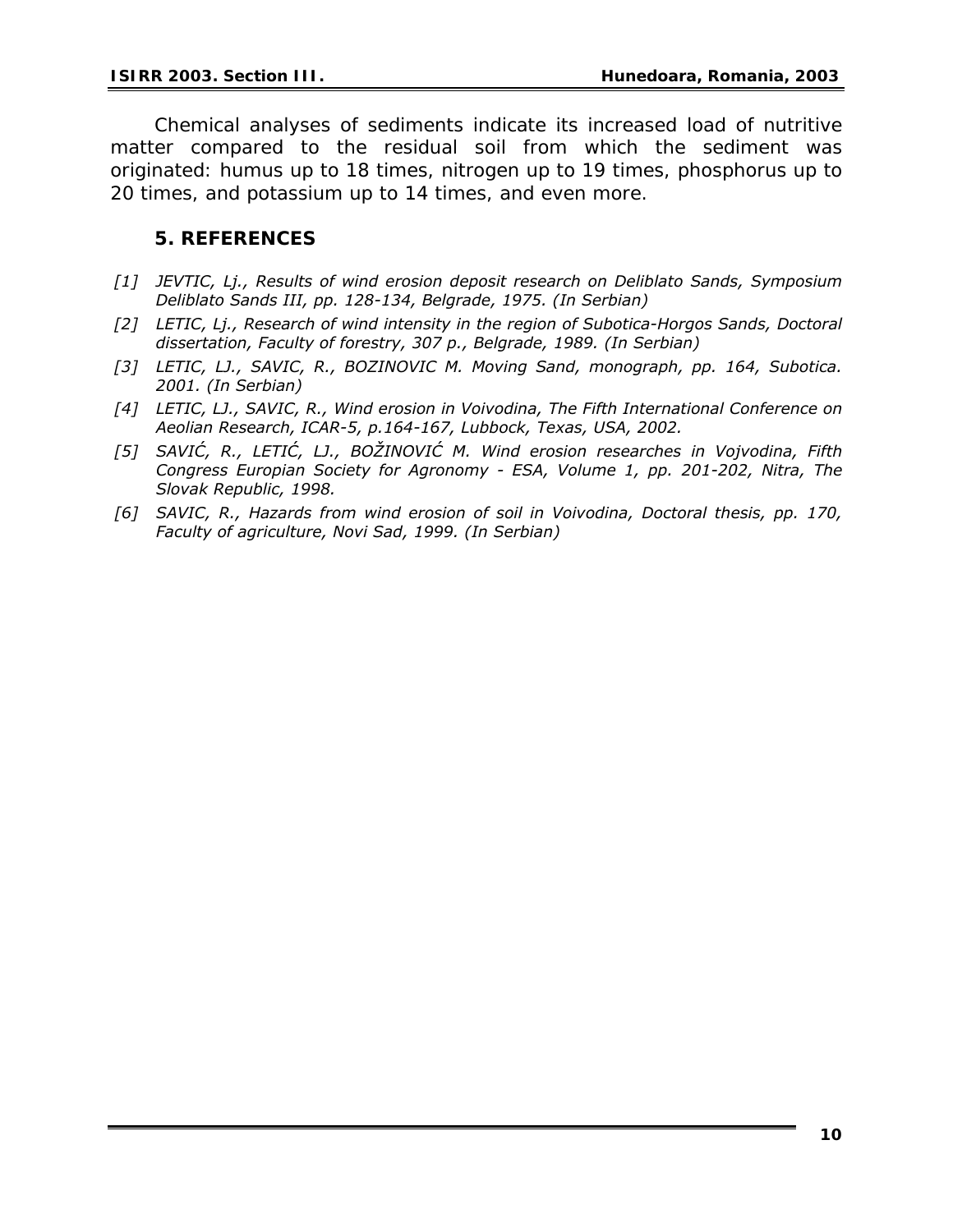Chemical analyses of sediments indicate its increased load of nutritive matter compared to the residual soil from which the sediment was originated: humus up to 18 times, nitrogen up to 19 times, phosphorus up to 20 times, and potassium up to 14 times, and even more.

## 5. REFERENCES

*[1] JEVTIC, Lj., Results of wind erosion deposit research on Deliblato Sands, Symposium Deliblato Sands III, pp. 128-134, Belgrade, 1975. (In Serbian)*

*[2] LETIC, Lj., Research of wind intensity in the region of Subotica-Horgos Sands, Doctoral dissertation, Faculty of forestry, 307 p., Belgrade, 1989. (In Serbian)*

*[3] LETIC, LJ., SAVIC, R., BOZINOVIC M. Moving Sand, monograph, pp. 164, Subotica. 2001. (In Serbian)*

*[4] LETIC, LJ., SAVIC, R., Wind erosion in Voivodina, The Fifth International Conference on Aeolian Research, ICAR-5, p.164-167, Lubbock, Texas, USA, 2002.*

*[5] SAVIĆ, R., LETIĆ, LJ., BOŽINOVIĆ M. Wind erosion researches in Vojvodina, Fifth Congress Europian Society for Agronomy - ESA, Volume 1, pp. 201-202, Nitra, The Slovak Republic, 1998.*

*[6] SAVIC, R., Hazards from wind erosion of soil in Voivodina, Doctoral thesis, pp. 170, Faculty of agriculture, Novi Sad, 1999. (In Serbian)*